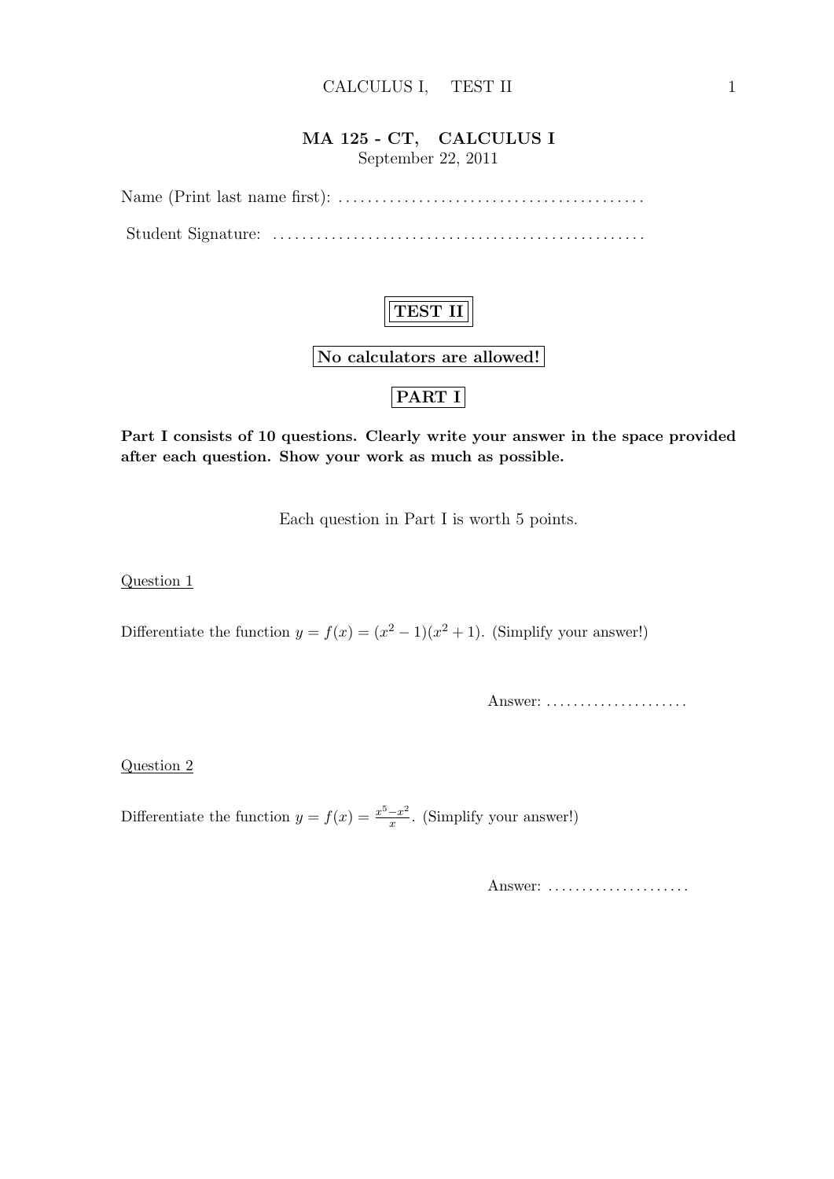**MA 125 - CT, CALCULUS I**

September 22, 2011

Name (Print last name first): ..........................................

Student Signature: ..................................................

**TEST II**

**No calculators are allowed!**

**PART I**

**Part I consists of 10 questions. Clearly write your answer in the space provided after each question. Show your work as much as possible.**

Each question in Part I is worth 5 points.

Question 1

Differentiate the function $y = f(x) = (x^2 - 1)(x^2 + 1)$. (Simplify your answer!)

Answer: .....................

Question 2

Differentiate the function $y = f(x) = \frac{x^5 - x^2}{x}$. (Simplify your answer!)

Answer: .....................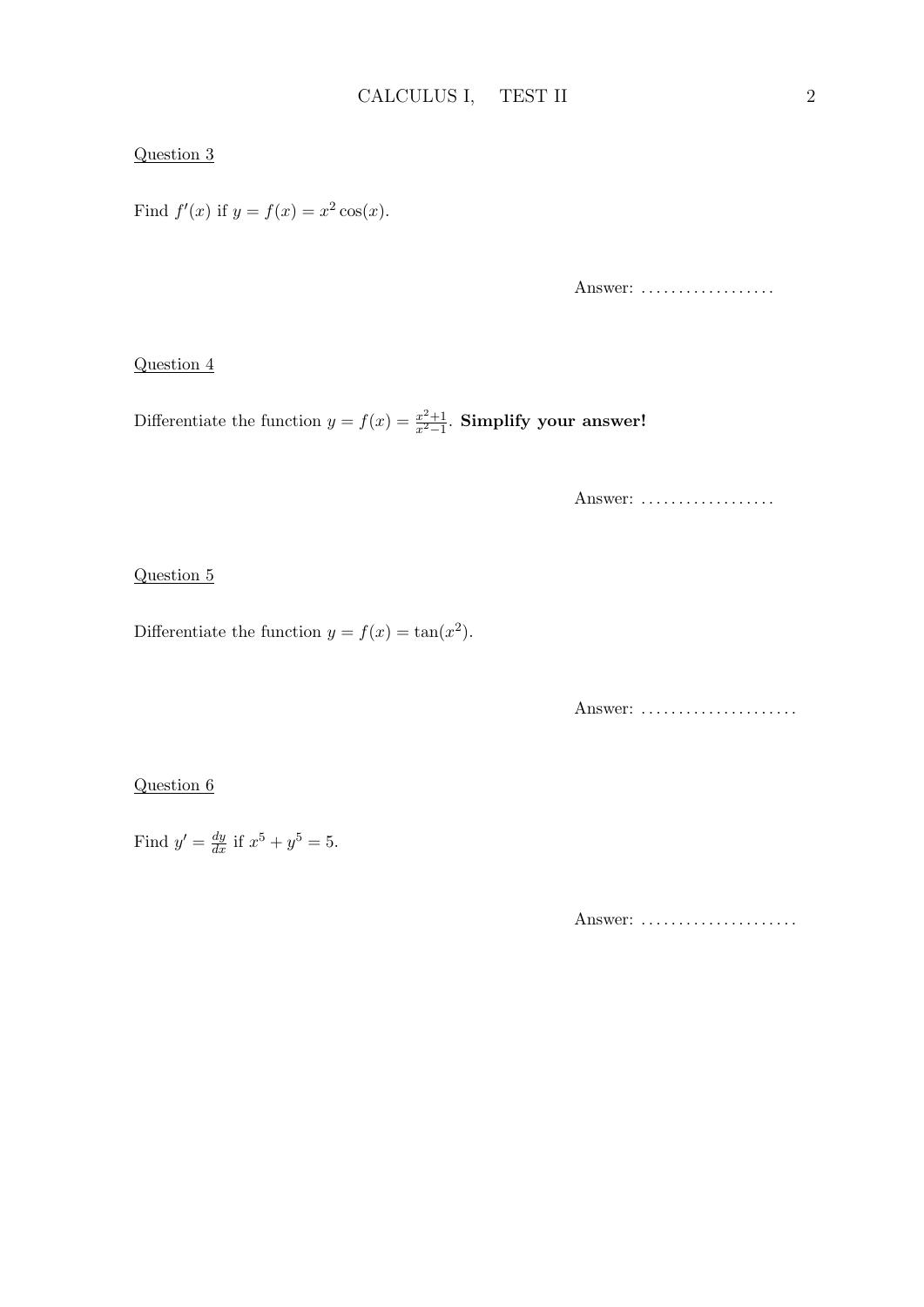<u>Question 3</u>

Find $f'(x)$ if $y = f(x) = x^2 \cos(x)$.

Answer: ..................

<u>Question 4</u>

Differentiate the function $y = f(x) = \frac{x^2+1}{x^2-1}$. **Simplify your answer!**

Answer: ..................

<u>Question 5</u>

Differentiate the function $y = f(x) = \tan(x^2)$.

Answer: .....................

<u>Question 6</u>

Find $y' = \frac{dy}{dx}$ if $x^5 + y^5 = 5$.

Answer: .....................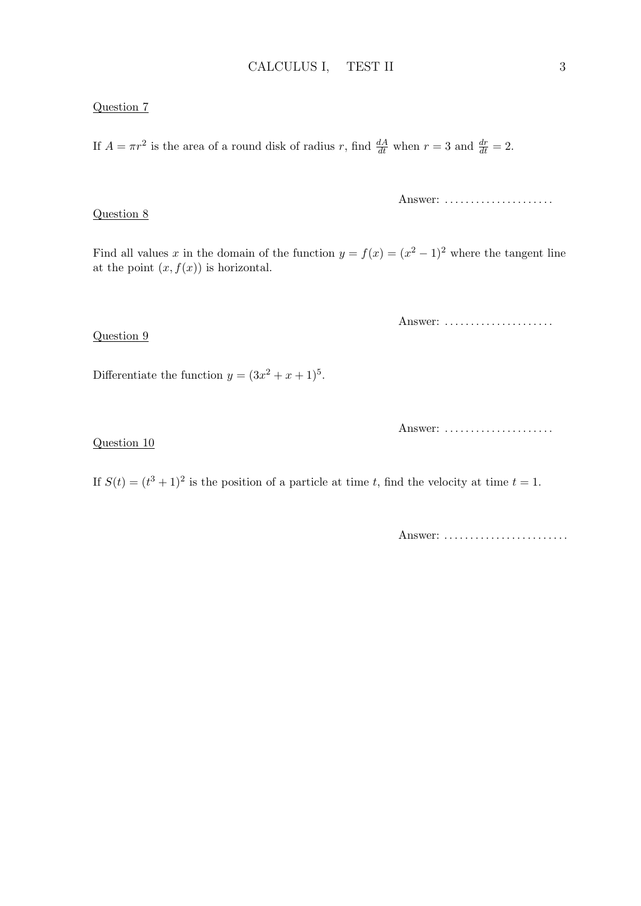Question 7

If $A = \pi r^2$ is the area of a round disk of radius $r$, find $\frac{dA}{dt}$ when $r = 3$ and $\frac{dr}{dt} = 2$.

Answer: .....................

Question 8

Find all values $x$ in the domain of the function $y = f(x) = (x^2 - 1)^2$ where the tangent line at the point $(x, f(x))$ is horizontal.

Answer: .....................

Question 9

Differentiate the function $y = (3x^2 + x + 1)^5$.

Answer: .....................

Question 10

If $S(t) = (t^3 + 1)^2$ is the position of a particle at time $t$, find the velocity at time $t = 1$.

Answer: ........................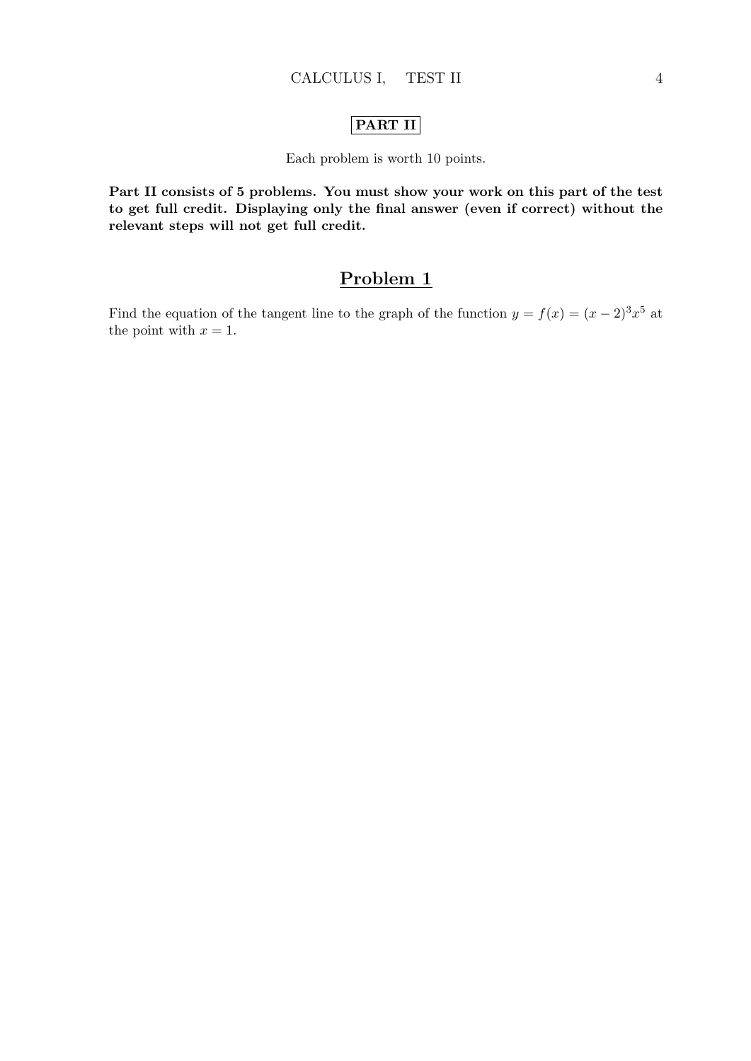**PART II**

Each problem is worth 10 points.

**Part II consists of 5 problems. You must show your work on this part of the test to get full credit. Displaying only the final answer (even if correct) without the relevant steps will not get full credit.**

## Problem 1

Find the equation of the tangent line to the graph of the function $y = f(x) = (x-2)^3 x^5$ at the point with $x = 1$.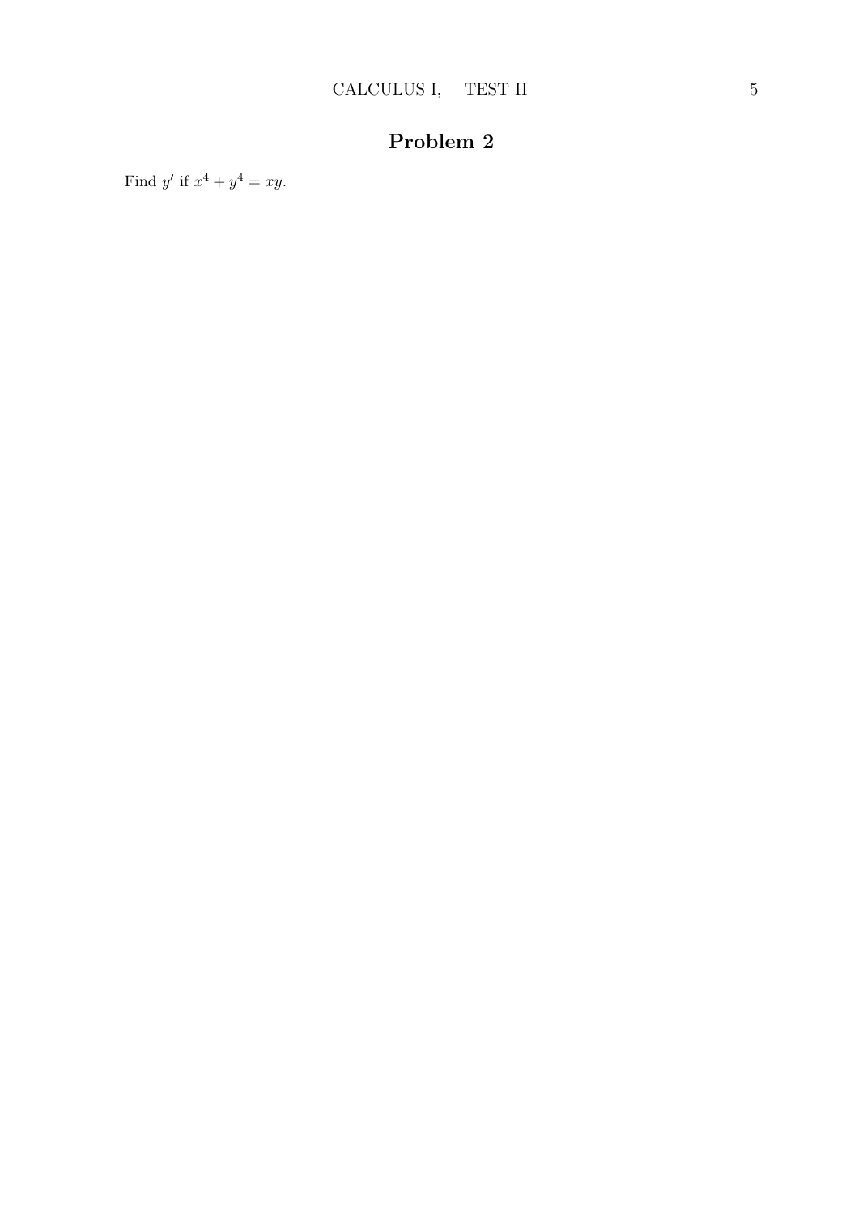## Problem 2

Find $y'$ if $x^4 + y^4 = xy$.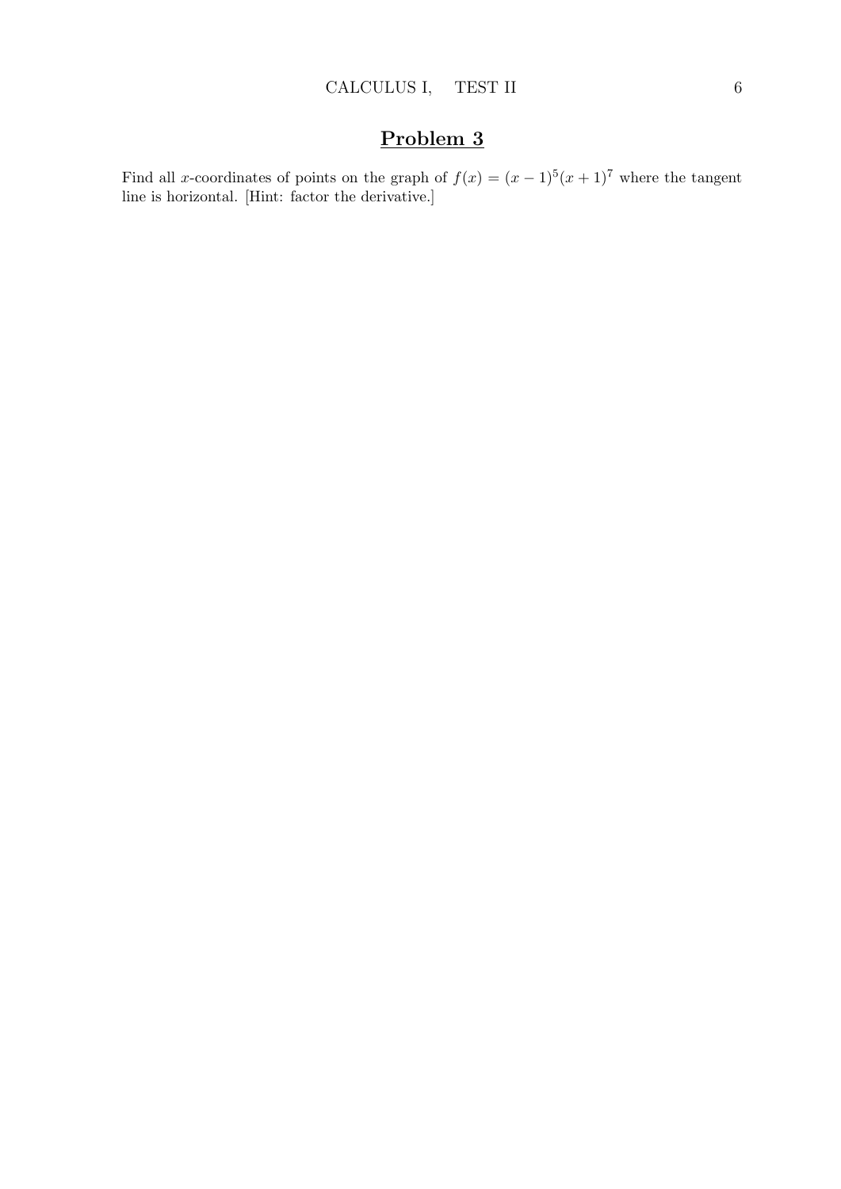## Problem 3

Find all $x$-coordinates of points on the graph of $f(x) = (x-1)^5(x+1)^7$ where the tangent line is horizontal. [Hint: factor the derivative.]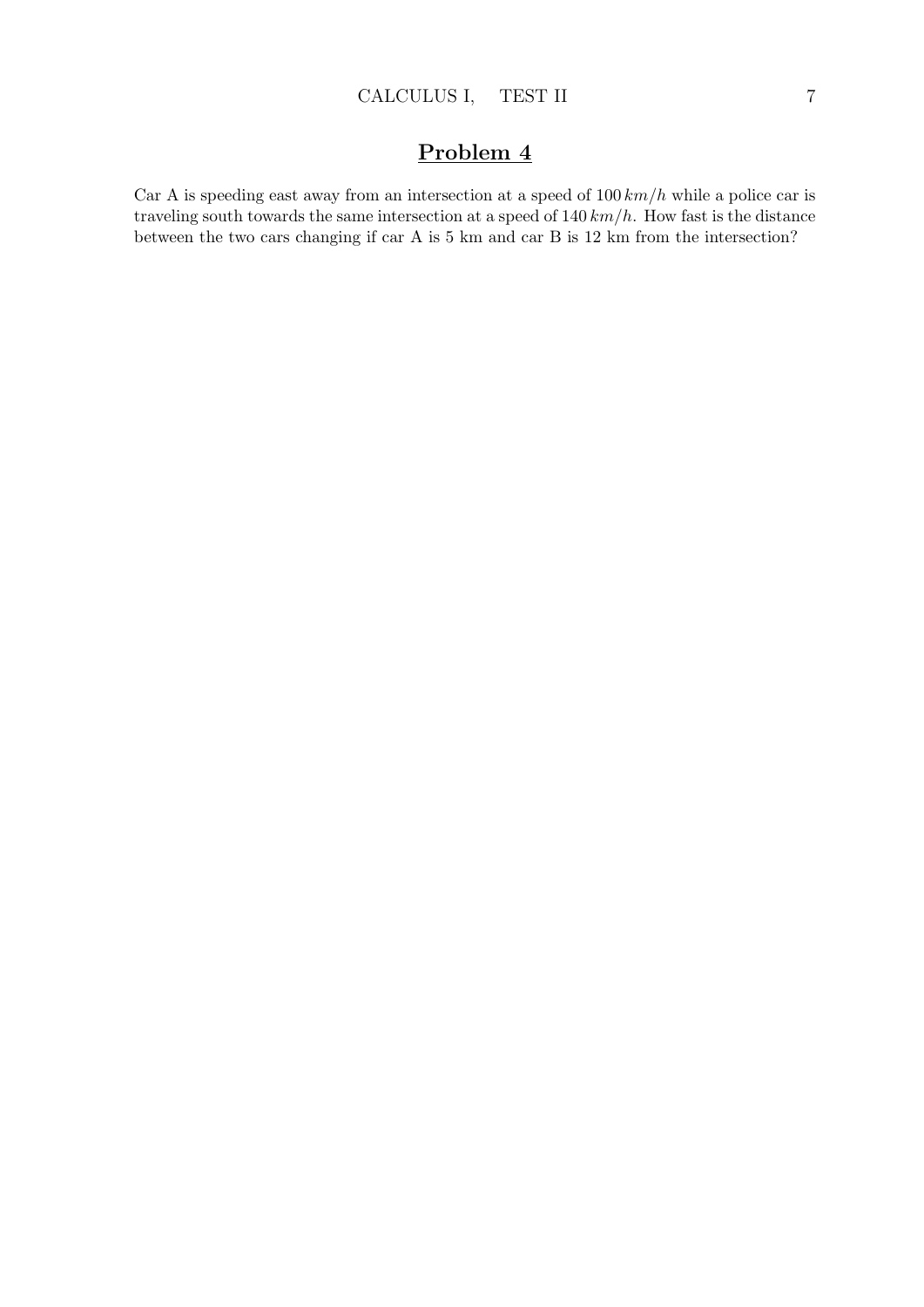## Problem 4

Car A is speeding east away from an intersection at a speed of $100\,km/h$ while a police car is traveling south towards the same intersection at a speed of $140\,km/h$. How fast is the distance between the two cars changing if car A is 5 km and car B is 12 km from the intersection?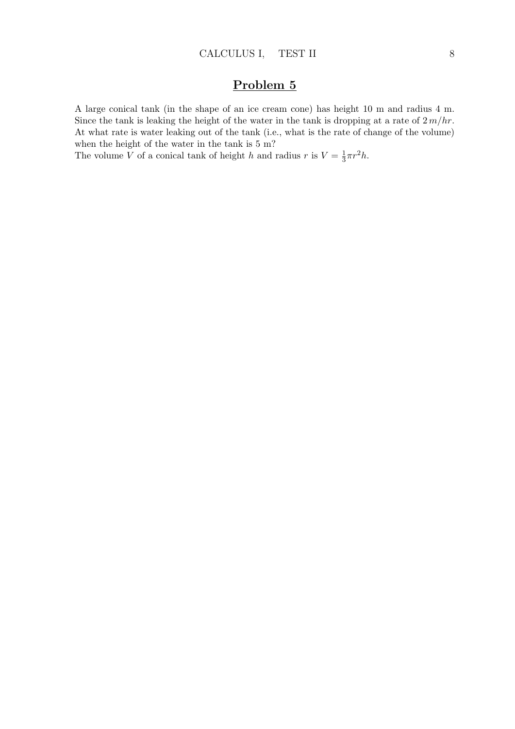## Problem 5

A large conical tank (in the shape of an ice cream cone) has height 10 m and radius 4 m. Since the tank is leaking the height of the water in the tank is dropping at a rate of $2\,m/hr$. At what rate is water leaking out of the tank (i.e., what is the rate of change of the volume) when the height of the water in the tank is 5 m?
The volume $V$ of a conical tank of height $h$ and radius $r$ is $V = \frac{1}{3}\pi r^2 h$.